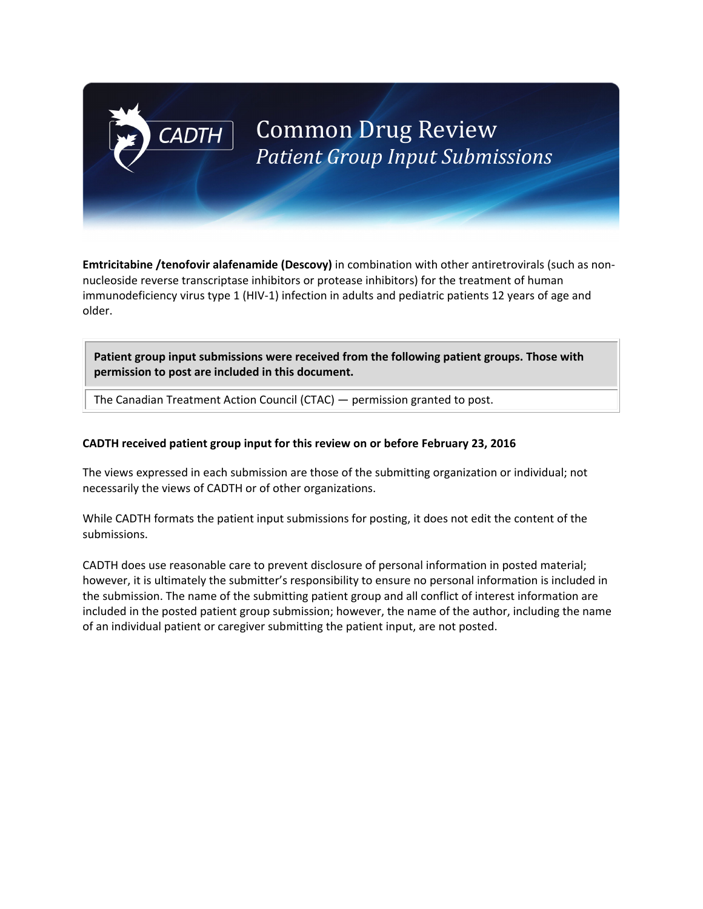# Common Drug Review
## *Patient Group Input Submissions*

**Emtricitabine /tenofovir alafenamide (Descovy)** in combination with other antiretrovirals (such as non-nucleoside reverse transcriptase inhibitors or protease inhibitors) for the treatment of human immunodeficiency virus type 1 (HIV-1) infection in adults and pediatric patients 12 years of age and older.

| **Patient group input submissions were received from the following patient groups. Those with permission to post are included in this document.** |
| --- |
| The Canadian Treatment Action Council (CTAC) — permission granted to post. |

**CADTH received patient group input for this review on or before February 23, 2016**

The views expressed in each submission are those of the submitting organization or individual; not necessarily the views of CADTH or of other organizations.

While CADTH formats the patient input submissions for posting, it does not edit the content of the submissions.

CADTH does use reasonable care to prevent disclosure of personal information in posted material; however, it is ultimately the submitter's responsibility to ensure no personal information is included in the submission. The name of the submitting patient group and all conflict of interest information are included in the posted patient group submission; however, the name of the author, including the name of an individual patient or caregiver submitting the patient input, are not posted.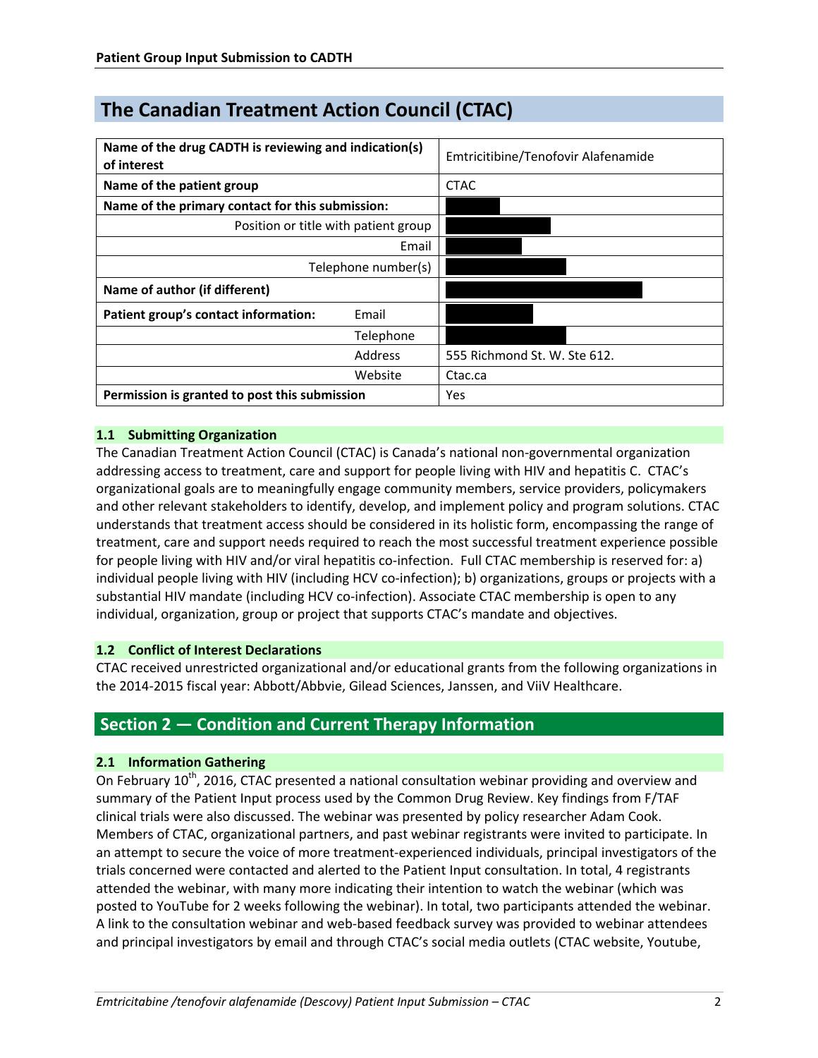## The Canadian Treatment Action Council (CTAC)

| Name of the drug CADTH is reviewing and indication(s) of interest | | Emtricitibine/Tenofovir Alafenamide |
|---|---|---|
| Name of the patient group | | CTAC |
| Name of the primary contact for this submission: | | |
| Position or title with patient group | | |
| Email | | |
| Telephone number(s) | | |
| Name of author (if different) | | |
| Patient group's contact information: | Email | |
| | Telephone | |
| | Address | 555 Richmond St. W. Ste 612. |
| | Website | Ctac.ca |
| Permission is granted to post this submission | | Yes |

### 1.1 Submitting Organization

The Canadian Treatment Action Council (CTAC) is Canada's national non-governmental organization addressing access to treatment, care and support for people living with HIV and hepatitis C. CTAC's organizational goals are to meaningfully engage community members, service providers, policymakers and other relevant stakeholders to identify, develop, and implement policy and program solutions. CTAC understands that treatment access should be considered in its holistic form, encompassing the range of treatment, care and support needs required to reach the most successful treatment experience possible for people living with HIV and/or viral hepatitis co-infection. Full CTAC membership is reserved for: a) individual people living with HIV (including HCV co-infection); b) organizations, groups or projects with a substantial HIV mandate (including HCV co-infection). Associate CTAC membership is open to any individual, organization, group or project that supports CTAC's mandate and objectives.

### 1.2 Conflict of Interest Declarations

CTAC received unrestricted organizational and/or educational grants from the following organizations in the 2014-2015 fiscal year: Abbott/Abbvie, Gilead Sciences, Janssen, and ViiV Healthcare.

## Section 2 — Condition and Current Therapy Information

### 2.1 Information Gathering

On February 10th, 2016, CTAC presented a national consultation webinar providing and overview and summary of the Patient Input process used by the Common Drug Review. Key findings from F/TAF clinical trials were also discussed. The webinar was presented by policy researcher Adam Cook. Members of CTAC, organizational partners, and past webinar registrants were invited to participate. In an attempt to secure the voice of more treatment-experienced individuals, principal investigators of the trials concerned were contacted and alerted to the Patient Input consultation. In total, 4 registrants attended the webinar, with many more indicating their intention to watch the webinar (which was posted to YouTube for 2 weeks following the webinar). In total, two participants attended the webinar. A link to the consultation webinar and web-based feedback survey was provided to webinar attendees and principal investigators by email and through CTAC's social media outlets (CTAC website, Youtube,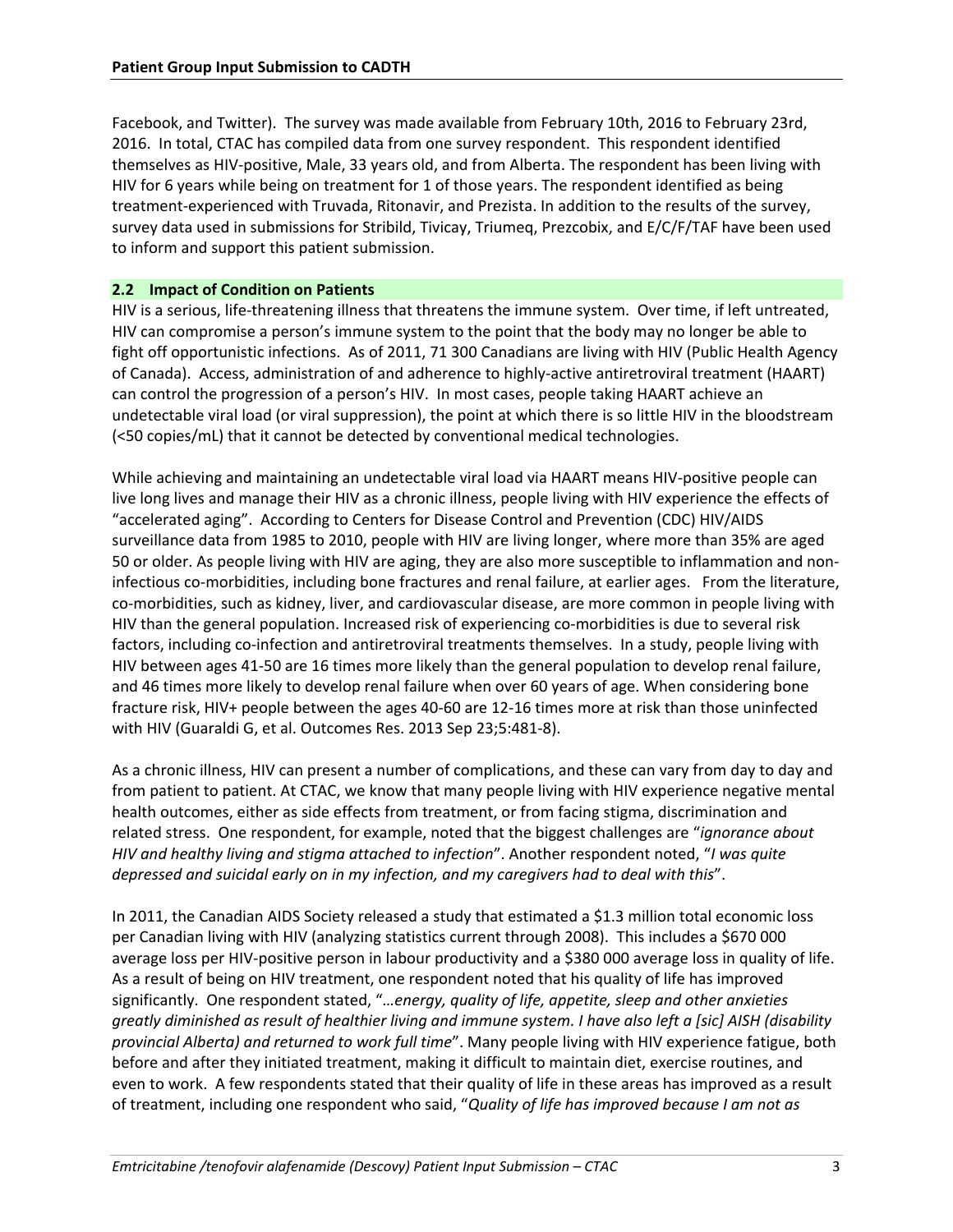Facebook, and Twitter). The survey was made available from February 10th, 2016 to February 23rd, 2016. In total, CTAC has compiled data from one survey respondent. This respondent identified themselves as HIV-positive, Male, 33 years old, and from Alberta. The respondent has been living with HIV for 6 years while being on treatment for 1 of those years. The respondent identified as being treatment-experienced with Truvada, Ritonavir, and Prezista. In addition to the results of the survey, survey data used in submissions for Stribild, Tivicay, Triumeq, Prezcobix, and E/C/F/TAF have been used to inform and support this patient submission.

## 2.2 Impact of Condition on Patients

HIV is a serious, life-threatening illness that threatens the immune system. Over time, if left untreated, HIV can compromise a person's immune system to the point that the body may no longer be able to fight off opportunistic infections. As of 2011, 71 300 Canadians are living with HIV (Public Health Agency of Canada). Access, administration of and adherence to highly-active antiretroviral treatment (HAART) can control the progression of a person's HIV. In most cases, people taking HAART achieve an undetectable viral load (or viral suppression), the point at which there is so little HIV in the bloodstream (<50 copies/mL) that it cannot be detected by conventional medical technologies.

While achieving and maintaining an undetectable viral load via HAART means HIV-positive people can live long lives and manage their HIV as a chronic illness, people living with HIV experience the effects of "accelerated aging". According to Centers for Disease Control and Prevention (CDC) HIV/AIDS surveillance data from 1985 to 2010, people with HIV are living longer, where more than 35% are aged 50 or older. As people living with HIV are aging, they are also more susceptible to inflammation and non-infectious co-morbidities, including bone fractures and renal failure, at earlier ages. From the literature, co-morbidities, such as kidney, liver, and cardiovascular disease, are more common in people living with HIV than the general population. Increased risk of experiencing co-morbidities is due to several risk factors, including co-infection and antiretroviral treatments themselves. In a study, people living with HIV between ages 41-50 are 16 times more likely than the general population to develop renal failure, and 46 times more likely to develop renal failure when over 60 years of age. When considering bone fracture risk, HIV+ people between the ages 40-60 are 12-16 times more at risk than those uninfected with HIV (Guaraldi G, et al. Outcomes Res. 2013 Sep 23;5:481-8).

As a chronic illness, HIV can present a number of complications, and these can vary from day to day and from patient to patient. At CTAC, we know that many people living with HIV experience negative mental health outcomes, either as side effects from treatment, or from facing stigma, discrimination and related stress. One respondent, for example, noted that the biggest challenges are "*ignorance about HIV and healthy living and stigma attached to infection*". Another respondent noted, "*I was quite depressed and suicidal early on in my infection, and my caregivers had to deal with this*".

In 2011, the Canadian AIDS Society released a study that estimated a $1.3 million total economic loss per Canadian living with HIV (analyzing statistics current through 2008). This includes a $670 000 average loss per HIV-positive person in labour productivity and a $380 000 average loss in quality of life. As a result of being on HIV treatment, one respondent noted that his quality of life has improved significantly. One respondent stated, "*…energy, quality of life, appetite, sleep and other anxieties greatly diminished as result of healthier living and immune system. I have also left a [sic] AISH (disability provincial Alberta) and returned to work full time*". Many people living with HIV experience fatigue, both before and after they initiated treatment, making it difficult to maintain diet, exercise routines, and even to work. A few respondents stated that their quality of life in these areas has improved as a result of treatment, including one respondent who said, "*Quality of life has improved because I am not as*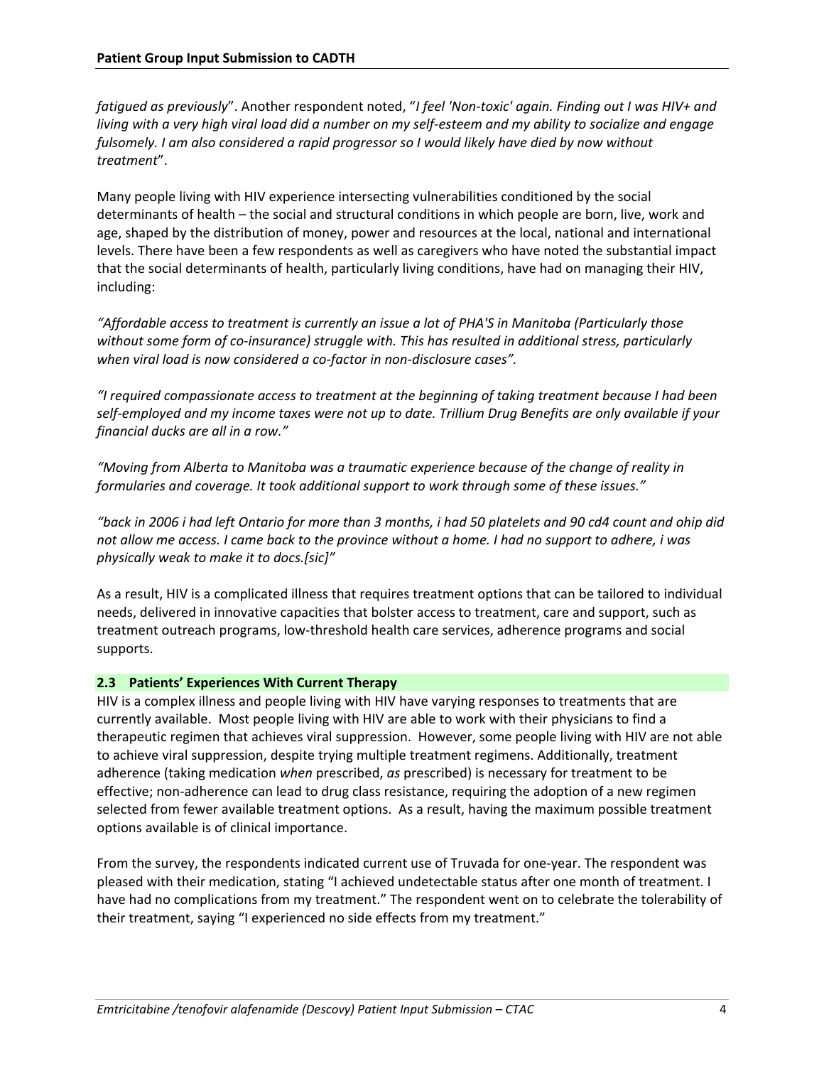*fatigued as previously*". Another respondent noted, "*I feel 'Non-toxic' again. Finding out I was HIV+ and living with a very high viral load did a number on my self-esteem and my ability to socialize and engage fulsomely. I am also considered a rapid progressor so I would likely have died by now without treatment*".

Many people living with HIV experience intersecting vulnerabilities conditioned by the social determinants of health – the social and structural conditions in which people are born, live, work and age, shaped by the distribution of money, power and resources at the local, national and international levels. There have been a few respondents as well as caregivers who have noted the substantial impact that the social determinants of health, particularly living conditions, have had on managing their HIV, including:

*"Affordable access to treatment is currently an issue a lot of PHA'S in Manitoba (Particularly those without some form of co-insurance) struggle with. This has resulted in additional stress, particularly when viral load is now considered a co-factor in non-disclosure cases".*

*"I required compassionate access to treatment at the beginning of taking treatment because I had been self-employed and my income taxes were not up to date. Trillium Drug Benefits are only available if your financial ducks are all in a row."*

*"Moving from Alberta to Manitoba was a traumatic experience because of the change of reality in formularies and coverage. It took additional support to work through some of these issues."*

*"back in 2006 i had left Ontario for more than 3 months, i had 50 platelets and 90 cd4 count and ohip did not allow me access. I came back to the province without a home. I had no support to adhere, i was physically weak to make it to docs.[sic]"*

As a result, HIV is a complicated illness that requires treatment options that can be tailored to individual needs, delivered in innovative capacities that bolster access to treatment, care and support, such as treatment outreach programs, low-threshold health care services, adherence programs and social supports.

### 2.3 Patients' Experiences With Current Therapy

HIV is a complex illness and people living with HIV have varying responses to treatments that are currently available. Most people living with HIV are able to work with their physicians to find a therapeutic regimen that achieves viral suppression. However, some people living with HIV are not able to achieve viral suppression, despite trying multiple treatment regimens. Additionally, treatment adherence (taking medication *when* prescribed, *as* prescribed) is necessary for treatment to be effective; non-adherence can lead to drug class resistance, requiring the adoption of a new regimen selected from fewer available treatment options. As a result, having the maximum possible treatment options available is of clinical importance.

From the survey, the respondents indicated current use of Truvada for one-year. The respondent was pleased with their medication, stating "I achieved undetectable status after one month of treatment. I have had no complications from my treatment." The respondent went on to celebrate the tolerability of their treatment, saying "I experienced no side effects from my treatment."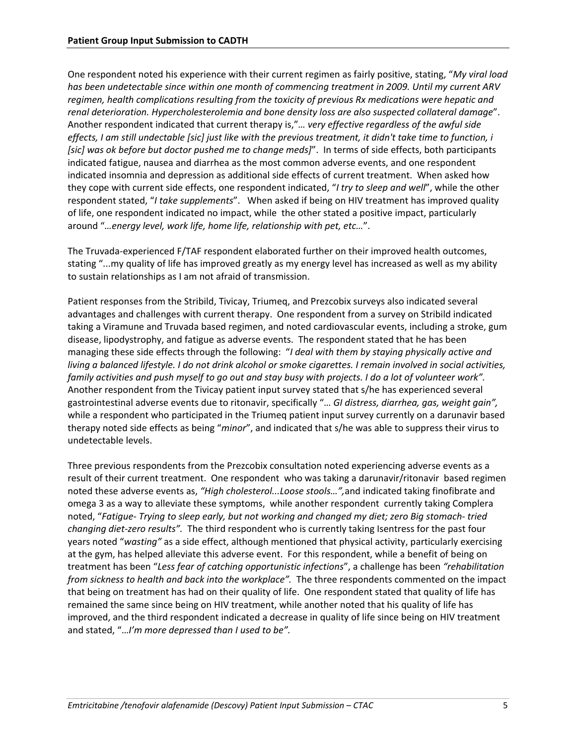One respondent noted his experience with their current regimen as fairly positive, stating, "*My viral load has been undetectable since within one month of commencing treatment in 2009. Until my current ARV regimen, health complications resulting from the toxicity of previous Rx medications were hepatic and renal deterioration. Hypercholesterolemia and bone density loss are also suspected collateral damage*". Another respondent indicated that current therapy is,"*... very effective regardless of the awful side effects, I am still undectable [sic] just like with the previous treatment, it didn't take time to function, i [sic] was ok before but doctor pushed me to change meds]*". In terms of side effects, both participants indicated fatigue, nausea and diarrhea as the most common adverse events, and one respondent indicated insomnia and depression as additional side effects of current treatment. When asked how they cope with current side effects, one respondent indicated, "*I try to sleep and well*", while the other respondent stated, "*I take supplements*". When asked if being on HIV treatment has improved quality of life, one respondent indicated no impact, while the other stated a positive impact, particularly around "*...energy level, work life, home life, relationship with pet, etc...*".

The Truvada-experienced F/TAF respondent elaborated further on their improved health outcomes, stating "...my quality of life has improved greatly as my energy level has increased as well as my ability to sustain relationships as I am not afraid of transmission.

Patient responses from the Stribild, Tivicay, Triumeq, and Prezcobix surveys also indicated several advantages and challenges with current therapy. One respondent from a survey on Stribild indicated taking a Viramune and Truvada based regimen, and noted cardiovascular events, including a stroke, gum disease, lipodystrophy, and fatigue as adverse events. The respondent stated that he has been managing these side effects through the following: "*I deal with them by staying physically active and living a balanced lifestyle. I do not drink alcohol or smoke cigarettes. I remain involved in social activities, family activities and push myself to go out and stay busy with projects. I do a lot of volunteer work".* Another respondent from the Tivicay patient input survey stated that s/he has experienced several gastrointestinal adverse events due to ritonavir, specifically "*... GI distress, diarrhea, gas, weight gain",* while a respondent who participated in the Triumeq patient input survey currently on a darunavir based therapy noted side effects as being "*minor*", and indicated that s/he was able to suppress their virus to undetectable levels.

Three previous respondents from the Prezcobix consultation noted experiencing adverse events as a result of their current treatment. One respondent who was taking a darunavir/ritonavir based regimen noted these adverse events as, *"High cholesterol...Loose stools...",* and indicated taking finofibrate and omega 3 as a way to alleviate these symptoms, while another respondent currently taking Complera noted, "*Fatigue- Trying to sleep early, but not working and changed my diet; zero Big stomach- tried changing diet-zero results".* The third respondent who is currently taking Isentress for the past four years noted "*wasting"* as a side effect, although mentioned that physical activity, particularly exercising at the gym, has helped alleviate this adverse event. For this respondent, while a benefit of being on treatment has been "*Less fear of catching opportunistic infections*", a challenge has been *"rehabilitation from sickness to health and back into the workplace".* The three respondents commented on the impact that being on treatment has had on their quality of life. One respondent stated that quality of life has remained the same since being on HIV treatment, while another noted that his quality of life has improved, and the third respondent indicated a decrease in quality of life since being on HIV treatment and stated, "*...I'm more depressed than I used to be".*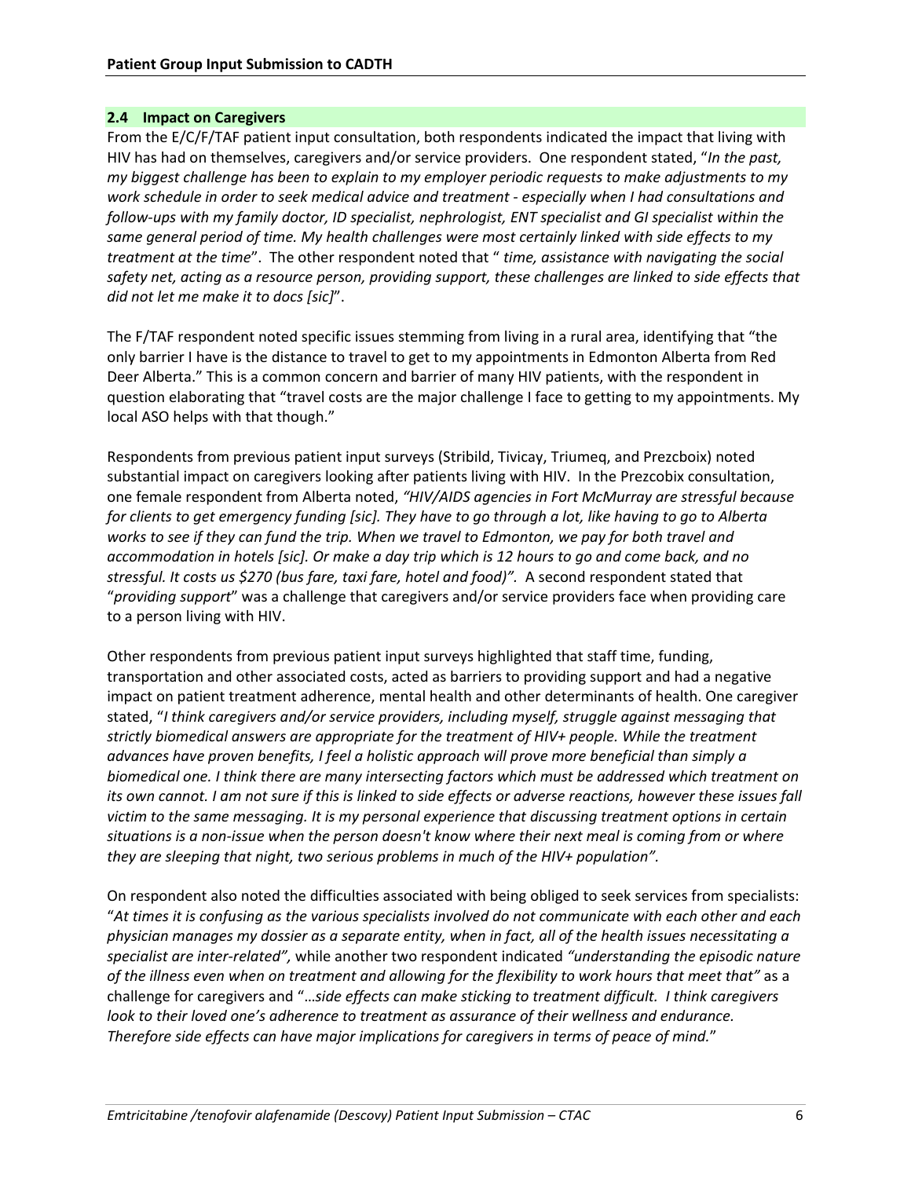## 2.4 Impact on Caregivers

From the E/C/F/TAF patient input consultation, both respondents indicated the impact that living with HIV has had on themselves, caregivers and/or service providers. One respondent stated, "*In the past, my biggest challenge has been to explain to my employer periodic requests to make adjustments to my work schedule in order to seek medical advice and treatment - especially when I had consultations and follow-ups with my family doctor, ID specialist, nephrologist, ENT specialist and GI specialist within the same general period of time. My health challenges were most certainly linked with side effects to my treatment at the time*". The other respondent noted that " *time, assistance with navigating the social safety net, acting as a resource person, providing support, these challenges are linked to side effects that did not let me make it to docs [sic]*".

The F/TAF respondent noted specific issues stemming from living in a rural area, identifying that "the only barrier I have is the distance to travel to get to my appointments in Edmonton Alberta from Red Deer Alberta." This is a common concern and barrier of many HIV patients, with the respondent in question elaborating that "travel costs are the major challenge I face to getting to my appointments. My local ASO helps with that though."

Respondents from previous patient input surveys (Stribild, Tivicay, Triumeq, and Prezcboix) noted substantial impact on caregivers looking after patients living with HIV. In the Prezcobix consultation, one female respondent from Alberta noted, *"HIV/AIDS agencies in Fort McMurray are stressful because for clients to get emergency funding [sic]. They have to go through a lot, like having to go to Alberta works to see if they can fund the trip. When we travel to Edmonton, we pay for both travel and accommodation in hotels [sic]. Or make a day trip which is 12 hours to go and come back, and no stressful. It costs us $270 (bus fare, taxi fare, hotel and food)".* A second respondent stated that "*providing support*" was a challenge that caregivers and/or service providers face when providing care to a person living with HIV.

Other respondents from previous patient input surveys highlighted that staff time, funding, transportation and other associated costs, acted as barriers to providing support and had a negative impact on patient treatment adherence, mental health and other determinants of health. One caregiver stated, "*I think caregivers and/or service providers, including myself, struggle against messaging that strictly biomedical answers are appropriate for the treatment of HIV+ people. While the treatment advances have proven benefits, I feel a holistic approach will prove more beneficial than simply a biomedical one. I think there are many intersecting factors which must be addressed which treatment on its own cannot. I am not sure if this is linked to side effects or adverse reactions, however these issues fall victim to the same messaging. It is my personal experience that discussing treatment options in certain situations is a non-issue when the person doesn't know where their next meal is coming from or where they are sleeping that night, two serious problems in much of the HIV+ population".*

On respondent also noted the difficulties associated with being obliged to seek services from specialists: "*At times it is confusing as the various specialists involved do not communicate with each other and each physician manages my dossier as a separate entity, when in fact, all of the health issues necessitating a specialist are inter-related",* while another two respondent indicated *"understanding the episodic nature of the illness even when on treatment and allowing for the flexibility to work hours that meet that"* as a challenge for caregivers and "*…side effects can make sticking to treatment difficult. I think caregivers look to their loved one's adherence to treatment as assurance of their wellness and endurance. Therefore side effects can have major implications for caregivers in terms of peace of mind.*"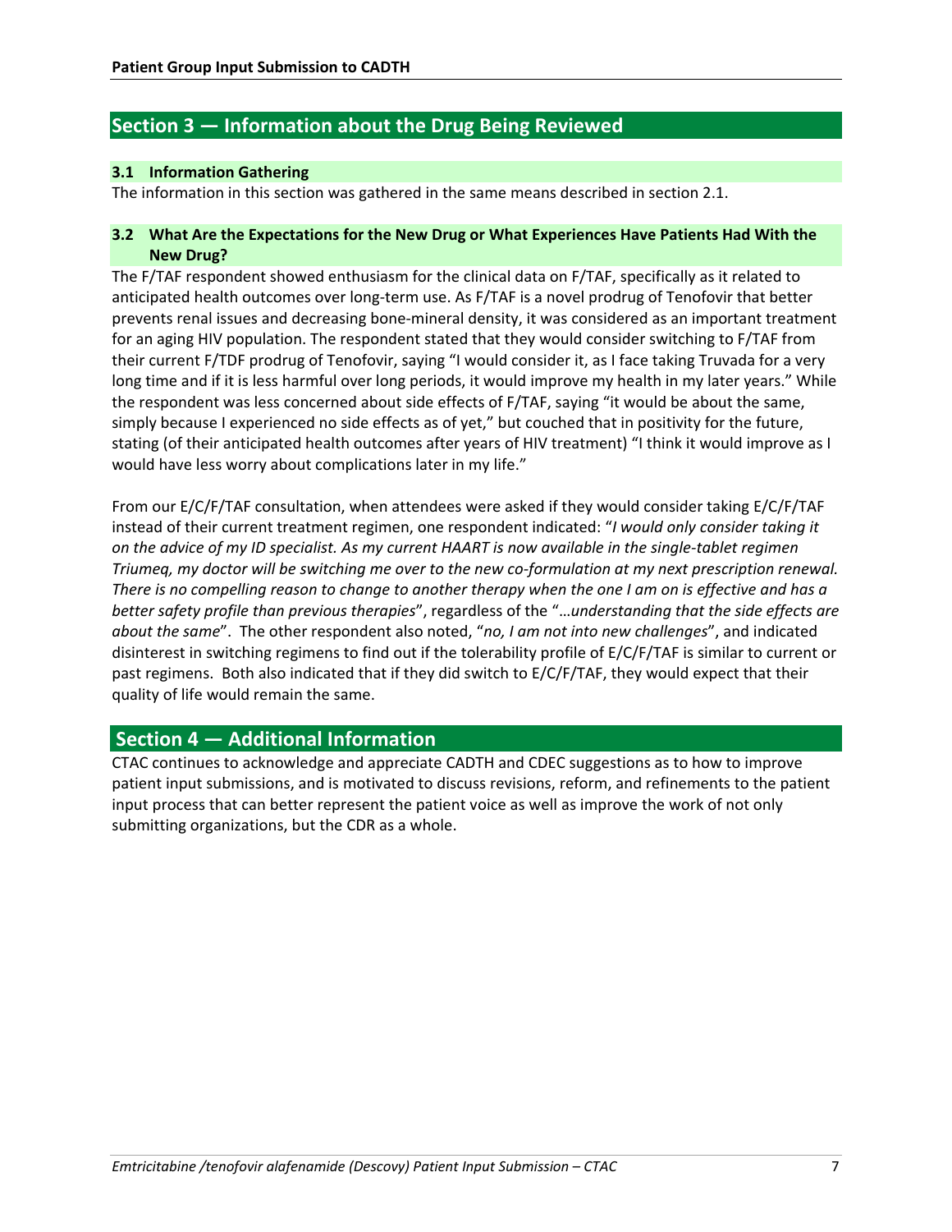## Section 3 — Information about the Drug Being Reviewed

### 3.1 Information Gathering

The information in this section was gathered in the same means described in section 2.1.

### 3.2 What Are the Expectations for the New Drug or What Experiences Have Patients Had With the New Drug?

The F/TAF respondent showed enthusiasm for the clinical data on F/TAF, specifically as it related to anticipated health outcomes over long-term use. As F/TAF is a novel prodrug of Tenofovir that better prevents renal issues and decreasing bone-mineral density, it was considered as an important treatment for an aging HIV population. The respondent stated that they would consider switching to F/TAF from their current F/TDF prodrug of Tenofovir, saying "I would consider it, as I face taking Truvada for a very long time and if it is less harmful over long periods, it would improve my health in my later years." While the respondent was less concerned about side effects of F/TAF, saying "it would be about the same, simply because I experienced no side effects as of yet," but couched that in positivity for the future, stating (of their anticipated health outcomes after years of HIV treatment) "I think it would improve as I would have less worry about complications later in my life."

From our E/C/F/TAF consultation, when attendees were asked if they would consider taking E/C/F/TAF instead of their current treatment regimen, one respondent indicated: "*I would only consider taking it on the advice of my ID specialist. As my current HAART is now available in the single-tablet regimen Triumeq, my doctor will be switching me over to the new co-formulation at my next prescription renewal. There is no compelling reason to change to another therapy when the one I am on is effective and has a better safety profile than previous therapies*", regardless of the "…*understanding that the side effects are about the same*". The other respondent also noted, "*no, I am not into new challenges*", and indicated disinterest in switching regimens to find out if the tolerability profile of E/C/F/TAF is similar to current or past regimens. Both also indicated that if they did switch to E/C/F/TAF, they would expect that their quality of life would remain the same.

## Section 4 — Additional Information

CTAC continues to acknowledge and appreciate CADTH and CDEC suggestions as to how to improve patient input submissions, and is motivated to discuss revisions, reform, and refinements to the patient input process that can better represent the patient voice as well as improve the work of not only submitting organizations, but the CDR as a whole.